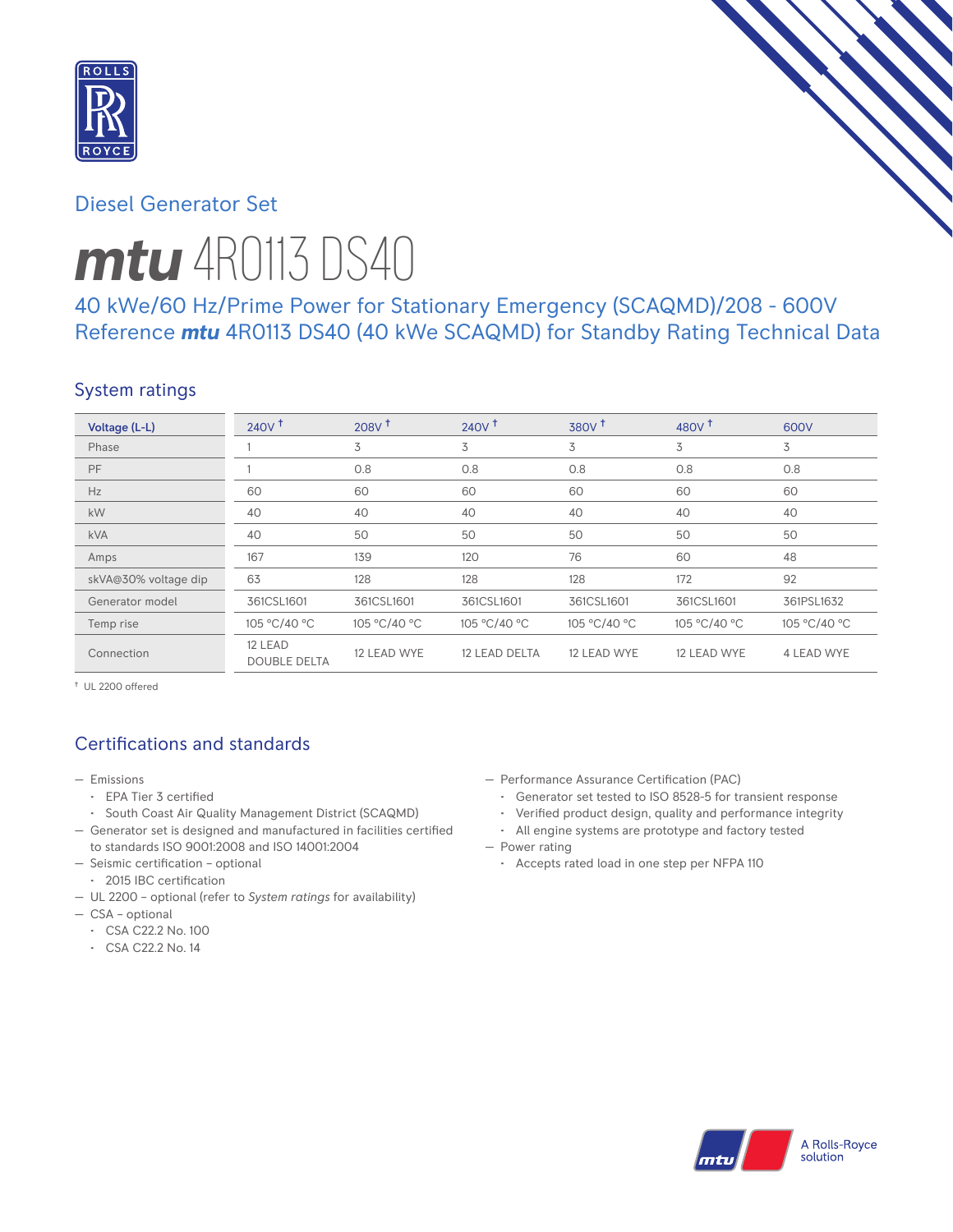## Diesel Generator Set

# mtu 4R0113 DS40

### 40 kWe/60 Hz/Prime Power for Stationary Emergency (SCAQMD)/208 - 600V Reference mtu 4R0113 DS40 (40 kWe SCAQMD) for Standby Rating Technical Data

## System ratings

| Voltage (L-L) | 240V † | 208V † | 240V † | 380V † | 480V † | 600V |
|---|---|---|---|---|---|---|
| Phase | 1 | 3 | 3 | 3 | 3 | 3 |
| PF | 1 | 0.8 | 0.8 | 0.8 | 0.8 | 0.8 |
| Hz | 60 | 60 | 60 | 60 | 60 | 60 |
| kW | 40 | 40 | 40 | 40 | 40 | 40 |
| kVA | 40 | 50 | 50 | 50 | 50 | 50 |
| Amps | 167 | 139 | 120 | 76 | 60 | 48 |
| skVA@30% voltage dip | 63 | 128 | 128 | 128 | 172 | 92 |
| Generator model | 361CSL1601 | 361CSL1601 | 361CSL1601 | 361CSL1601 | 361CSL1601 | 361PSL1632 |
| Temp rise | 105 °C/40 °C | 105 °C/40 °C | 105 °C/40 °C | 105 °C/40 °C | 105 °C/40 °C | 105 °C/40 °C |
| Connection | 12 LEAD DOUBLE DELTA | 12 LEAD WYE | 12 LEAD DELTA | 12 LEAD WYE | 12 LEAD WYE | 4 LEAD WYE |

† UL 2200 offered

## Certifications and standards

- Emissions
  - EPA Tier 3 certified
  - South Coast Air Quality Management District (SCAQMD)
- Generator set is designed and manufactured in facilities certified to standards ISO 9001:2008 and ISO 14001:2004
- Seismic certification – optional
  - 2015 IBC certification
- UL 2200 – optional (refer to *System ratings* for availability)
- CSA – optional
  - CSA C22.2 No. 100
  - CSA C22.2 No. 14
- Performance Assurance Certification (PAC)
  - Generator set tested to ISO 8528-5 for transient response
  - Verified product design, quality and performance integrity
  - All engine systems are prototype and factory tested
- Power rating
  - Accepts rated load in one step per NFPA 110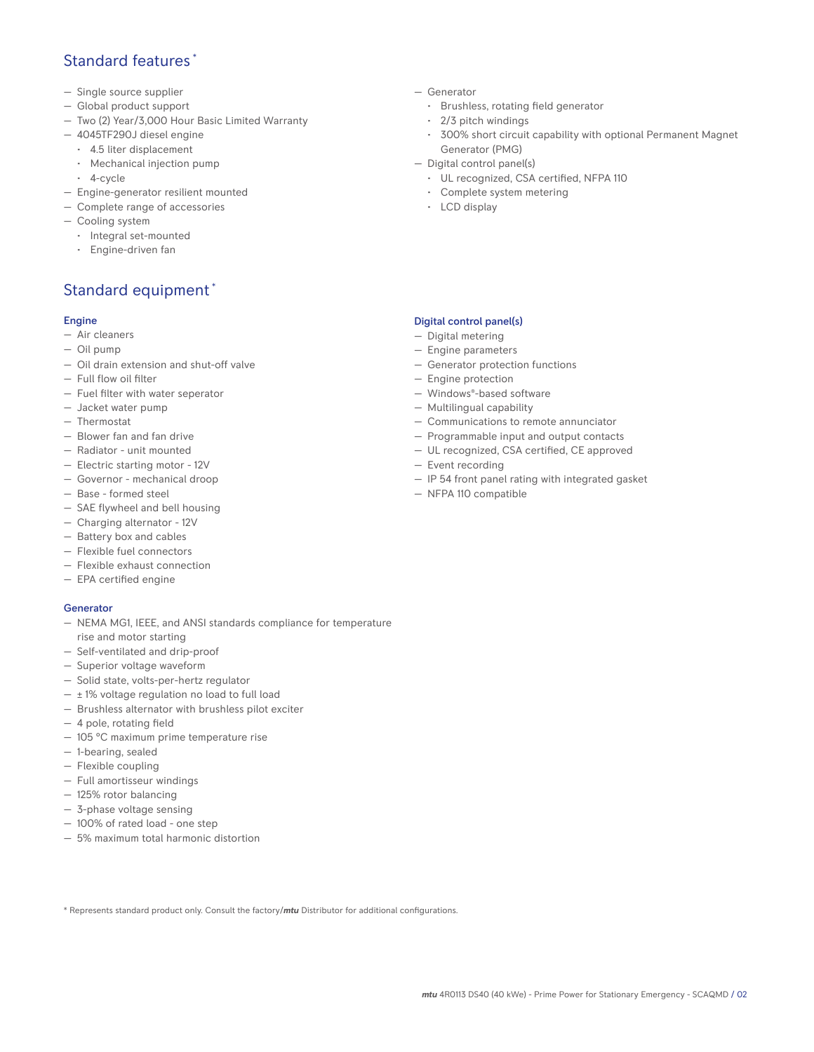## Standard features *

- Single source supplier
- Global product support
- Two (2) Year/3,000 Hour Basic Limited Warranty
- 4045TF290J diesel engine
  - 4.5 liter displacement
  - Mechanical injection pump
  - 4-cycle
- Engine-generator resilient mounted
- Complete range of accessories
- Cooling system
  - Integral set-mounted
  - Engine-driven fan
- Generator
  - Brushless, rotating field generator
  - 2/3 pitch windings
  - 300% short circuit capability with optional Permanent Magnet Generator (PMG)
- Digital control panel(s)
  - UL recognized, CSA certified, NFPA 110
  - Complete system metering
  - LCD display

## Standard equipment *

### Engine

- Air cleaners
- Oil pump
- Oil drain extension and shut-off valve
- Full flow oil filter
- Fuel filter with water seperator
- Jacket water pump
- Thermostat
- Blower fan and fan drive
- Radiator - unit mounted
- Electric starting motor - 12V
- Governor - mechanical droop
- Base - formed steel
- SAE flywheel and bell housing
- Charging alternator - 12V
- Battery box and cables
- Flexible fuel connectors
- Flexible exhaust connection
- EPA certified engine

### Generator

- NEMA MG1, IEEE, and ANSI standards compliance for temperature rise and motor starting
- Self-ventilated and drip-proof
- Superior voltage waveform
- Solid state, volts-per-hertz regulator
- ± 1% voltage regulation no load to full load
- Brushless alternator with brushless pilot exciter
- 4 pole, rotating field
- 105 °C maximum prime temperature rise
- 1-bearing, sealed
- Flexible coupling
- Full amortisseur windings
- 125% rotor balancing
- 3-phase voltage sensing
- 100% of rated load - one step
- 5% maximum total harmonic distortion

### Digital control panel(s)

- Digital metering
- Engine parameters
- Generator protection functions
- Engine protection
- Windows®-based software
- Multilingual capability
- Communications to remote annunciator
- Programmable input and output contacts
- UL recognized, CSA certified, CE approved
- Event recording
- IP 54 front panel rating with integrated gasket
- NFPA 110 compatible

* Represents standard product only. Consult the factory/*mtu* Distributor for additional configurations.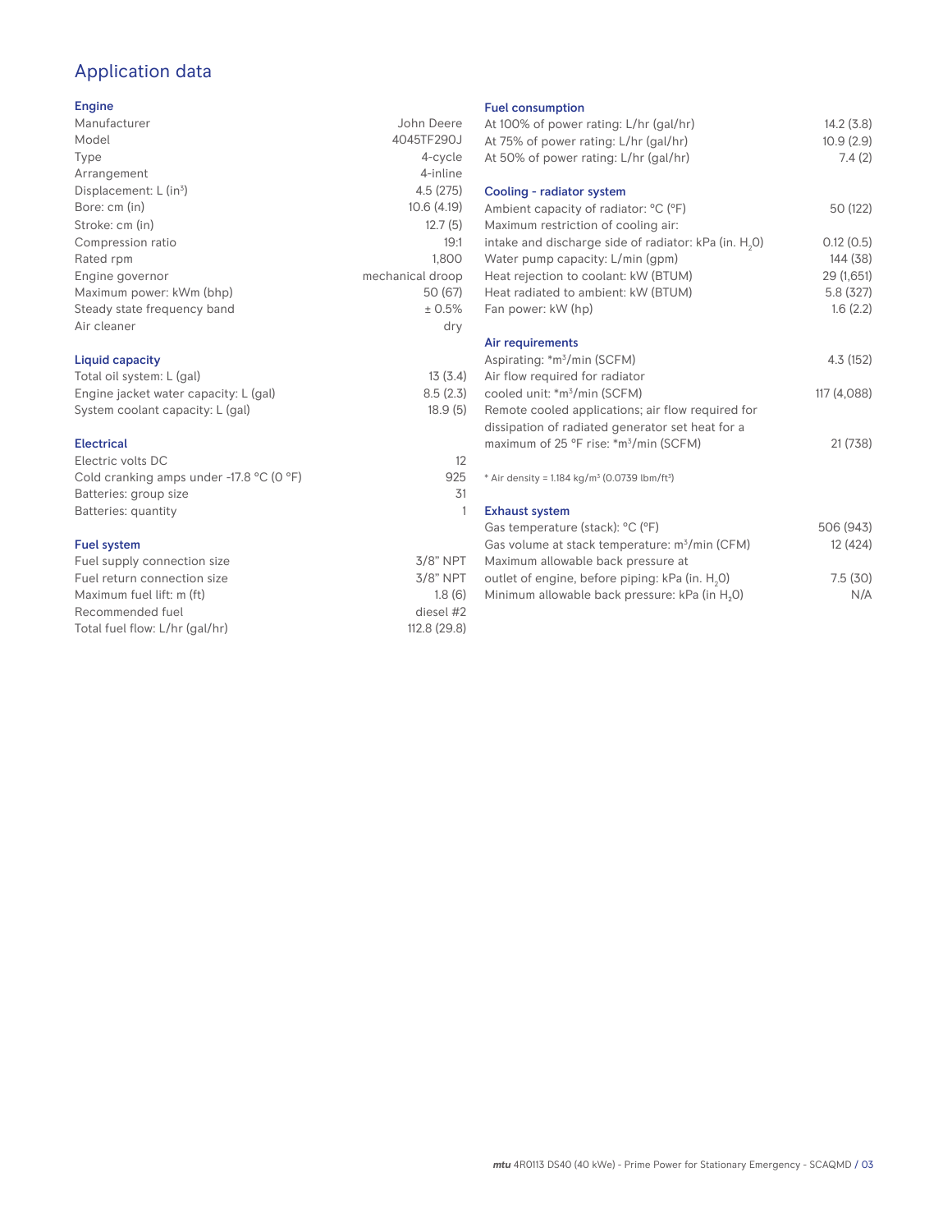# Application data

## Engine

| | |
|---|---|
| Manufacturer | John Deere |
| Model | 4045TF290J |
| Type | 4-cycle |
| Arrangement | 4-inline |
| Displacement: L ($in^3$) | 4.5 (275) |
| Bore: cm (in) | 10.6 (4.19) |
| Stroke: cm (in) | 12.7 (5) |
| Compression ratio | 19:1 |
| Rated rpm | 1,800 |
| Engine governor | mechanical droop |
| Maximum power: kWm (bhp) | 50 (67) |
| Steady state frequency band | ± 0.5% |
| Air cleaner | dry |

## Liquid capacity

| | |
|---|---|
| Total oil system: L (gal) | 13 (3.4) |
| Engine jacket water capacity: L (gal) | 8.5 (2.3) |
| System coolant capacity: L (gal) | 18.9 (5) |

## Electrical

| | |
|---|---|
| Electric volts DC | 12 |
| Cold cranking amps under -17.8 °C (0 °F) | 925 |
| Batteries: group size | 31 |
| Batteries: quantity | 1 |

## Fuel system

| | |
|---|---|
| Fuel supply connection size | 3/8" NPT |
| Fuel return connection size | 3/8" NPT |
| Maximum fuel lift: m (ft) | 1.8 (6) |
| Recommended fuel | diesel #2 |
| Total fuel flow: L/hr (gal/hr) | 112.8 (29.8) |

## Fuel consumption

| | |
|---|---|
| At 100% of power rating: L/hr (gal/hr) | 14.2 (3.8) |
| At 75% of power rating: L/hr (gal/hr) | 10.9 (2.9) |
| At 50% of power rating: L/hr (gal/hr) | 7.4 (2) |

## Cooling - radiator system

| | |
|---|---|
| Ambient capacity of radiator: °C (°F) | 50 (122) |
| Maximum restriction of cooling air: intake and discharge side of radiator: kPa (in. $H_2O$) | 0.12 (0.5) |
| Water pump capacity: L/min (gpm) | 144 (38) |
| Heat rejection to coolant: kW (BTUM) | 29 (1,651) |
| Heat radiated to ambient: kW (BTUM) | 5.8 (327) |
| Fan power: kW (hp) | 1.6 (2.2) |

## Air requirements

| | |
|---|---|
| Aspirating: *$m^3$/min (SCFM) | 4.3 (152) |
| Air flow required for radiator cooled unit: *$m^3$/min (SCFM) | 117 (4,088) |
| Remote cooled applications; air flow required for dissipation of radiated generator set heat for a maximum of 25 °F rise: *$m^3$/min (SCFM) | 21 (738) |

* Air density = 1.184 kg/$m^3$ (0.0739 lbm/$ft^3$)

## Exhaust system

| | |
|---|---|
| Gas temperature (stack): °C (°F) | 506 (943) |
| Gas volume at stack temperature: $m^3$/min (CFM) | 12 (424) |
| Maximum allowable back pressure at outlet of engine, before piping: kPa (in. $H_2O$) | 7.5 (30) |
| Minimum allowable back pressure: kPa (in $H_2O$) | N/A |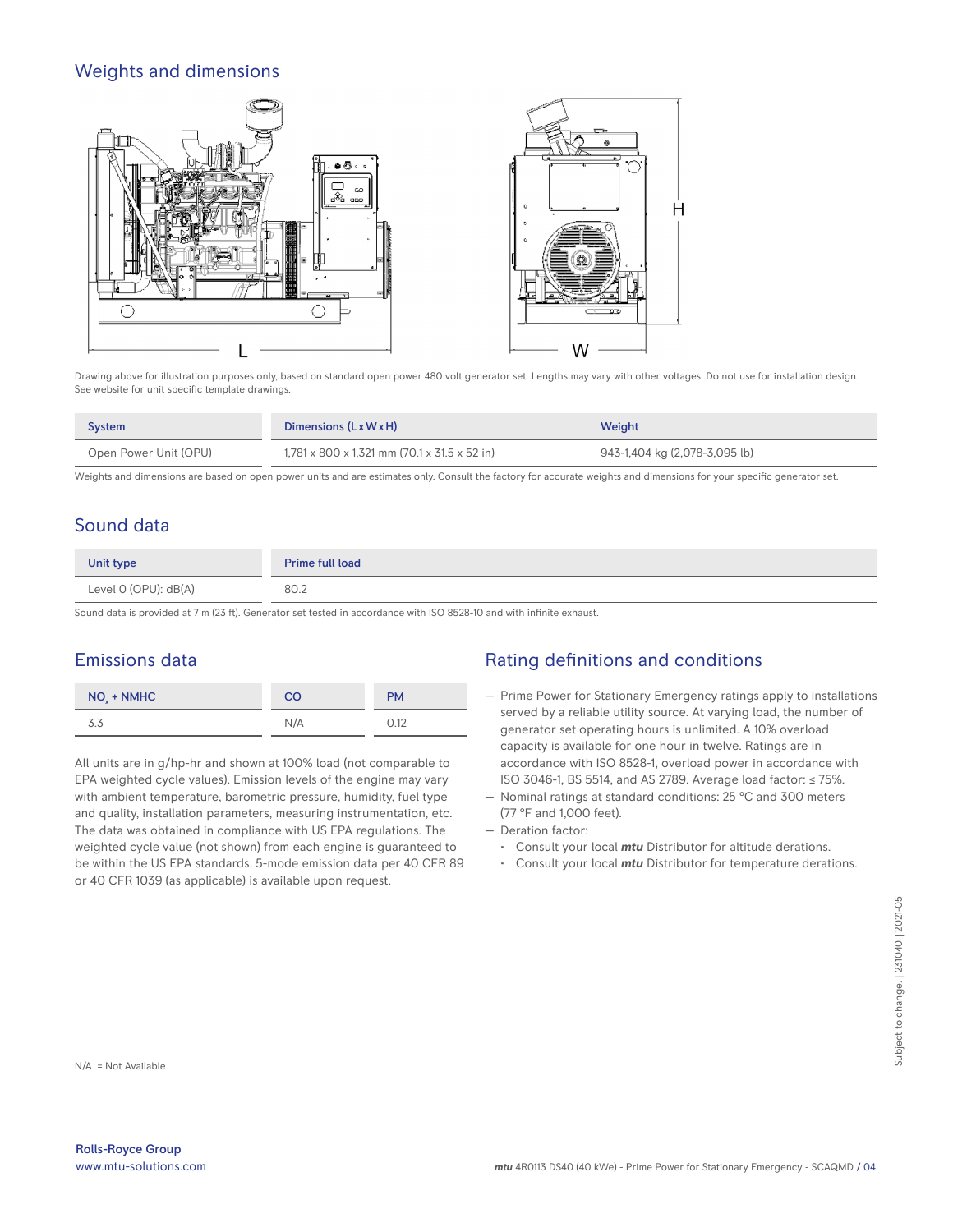## Weights and dimensions

L

W

H

Drawing above for illustration purposes only, based on standard open power 480 volt generator set. Lengths may vary with other voltages. Do not use for installation design. See website for unit specific template drawings.

| System | Dimensions (L x W x H) | Weight |
|---|---|---|
| Open Power Unit (OPU) | 1,781 x 800 x 1,321 mm (70.1 x 31.5 x 52 in) | 943-1,404 kg (2,078-3,095 lb) |

Weights and dimensions are based on open power units and are estimates only. Consult the factory for accurate weights and dimensions for your specific generator set.

## Sound data

| Unit type | Prime full load |
|---|---|
| Level 0 (OPU): dB(A) | 80.2 |

Sound data is provided at 7 m (23 ft). Generator set tested in accordance with ISO 8528-10 and with infinite exhaust.

## Emissions data

| $NO_x$ + NMHC | CO | PM |
|---|---|---|
| 3.3 | N/A | 0.12 |

All units are in g/hp-hr and shown at 100% load (not comparable to EPA weighted cycle values). Emission levels of the engine may vary with ambient temperature, barometric pressure, humidity, fuel type and quality, installation parameters, measuring instrumentation, etc. The data was obtained in compliance with US EPA regulations. The weighted cycle value (not shown) from each engine is guaranteed to be within the US EPA standards. 5-mode emission data per 40 CFR 89 or 40 CFR 1039 (as applicable) is available upon request.

## Rating definitions and conditions

- Prime Power for Stationary Emergency ratings apply to installations served by a reliable utility source. At varying load, the number of generator set operating hours is unlimited. A 10% overload capacity is available for one hour in twelve. Ratings are in accordance with ISO 8528-1, overload power in accordance with ISO 3046-1, BS 5514, and AS 2789. Average load factor: ≤ 75%.
- Nominal ratings at standard conditions: 25 °C and 300 meters (77 °F and 1,000 feet).
- Deration factor:
  - Consult your local ***mtu*** Distributor for altitude derations.
  - Consult your local ***mtu*** Distributor for temperature derations.

N/A = Not Available

Subject to change. | 231040 | 2021-05

Rolls-Royce Group
www.mtu-solutions.com

***mtu*** 4R0113 DS40 (40 kWe) - Prime Power for Stationary Emergency - SCAQMD